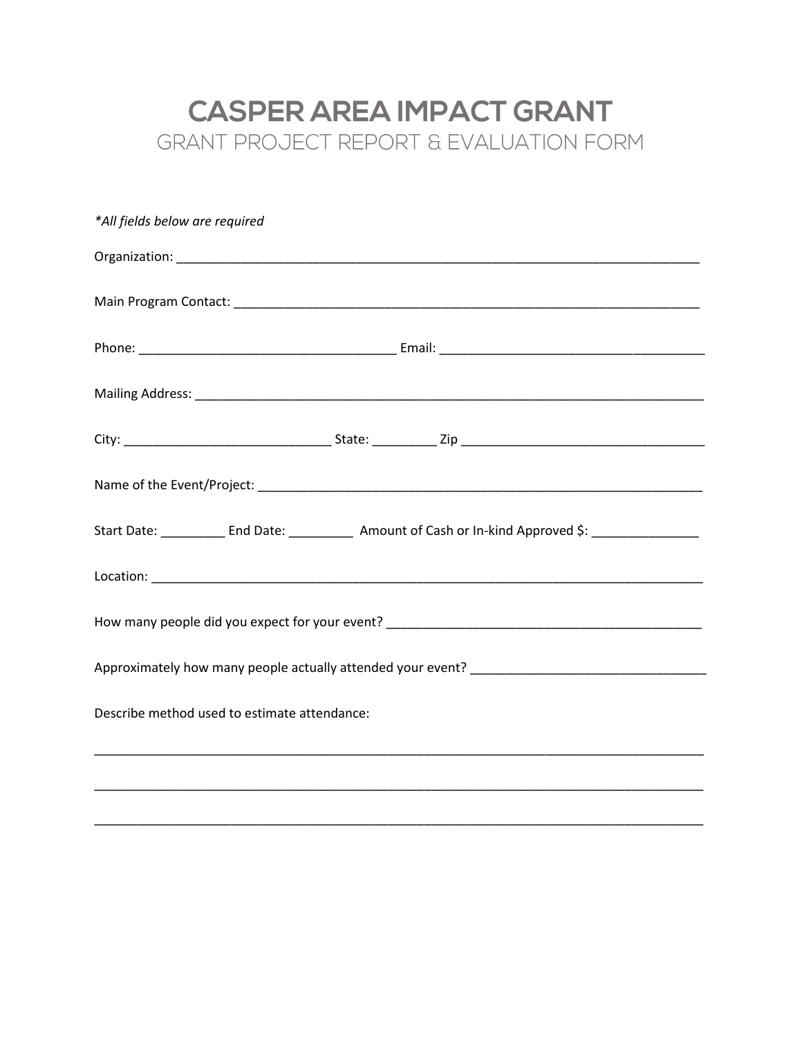# CASPER AREA IMPACT GRANT

## GRANT PROJECT REPORT & EVALUATION FORM

*\*All fields below are required*

Organization: ___________________________________________________________________________

Main Program Contact: ____________________________________________________________________

Phone: ____________________________________ Email: ____________________________________

Mailing Address: _________________________________________________________________________

City: ____________________________ State: _________ Zip _________________________________

Name of the Event/Project: ________________________________________________________________

Start Date: _________ End Date: _________ Amount of Cash or In-kind Approved $: _______________

Location: _______________________________________________________________________________

How many people did you expect for your event? ___________________________________________

Approximately how many people actually attended your event? ________________________________

Describe method used to estimate attendance:

_________________________________________________________________________________________

_________________________________________________________________________________________

_________________________________________________________________________________________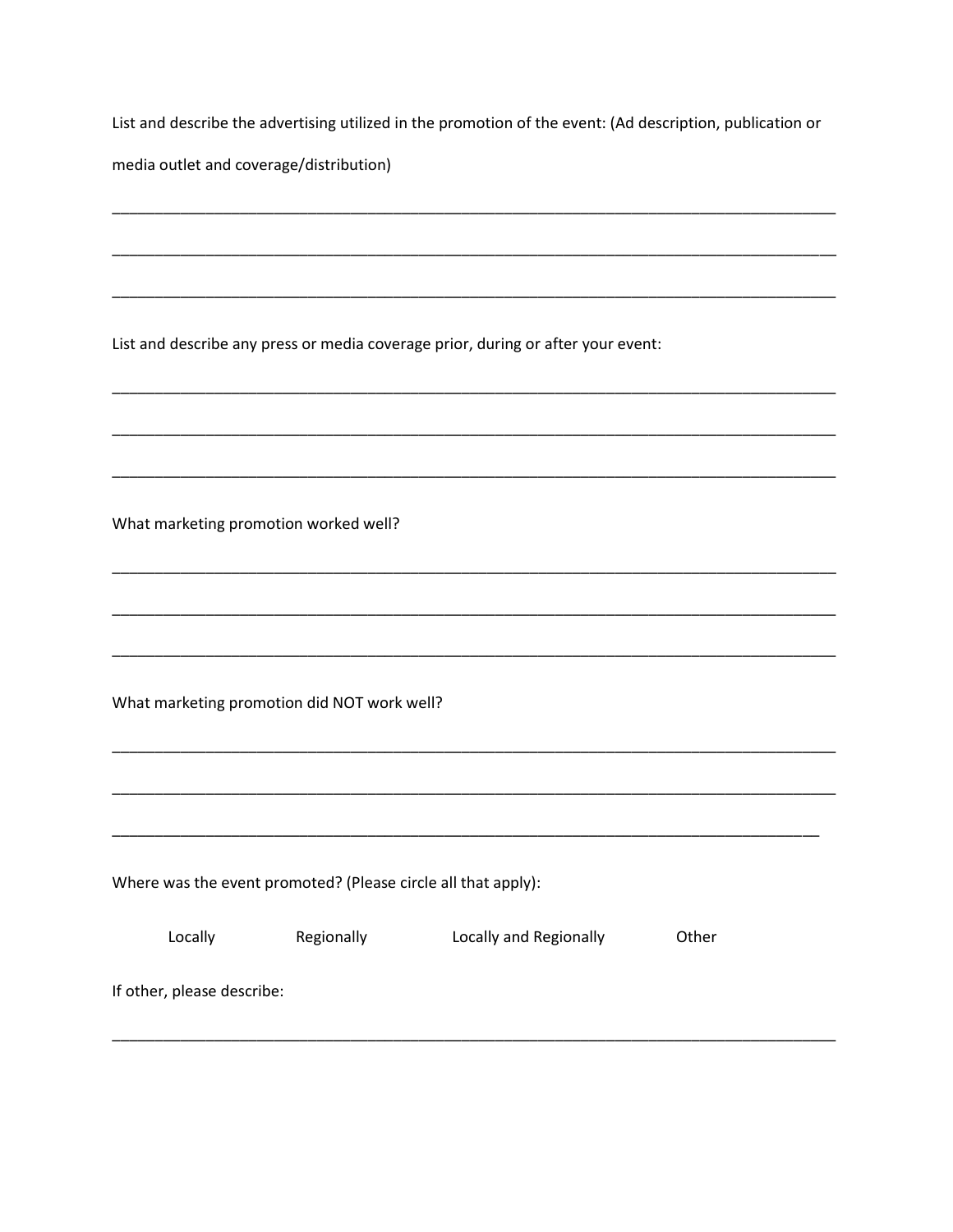List and describe the advertising utilized in the promotion of the event: (Ad description, publication or media outlet and coverage/distribution)

______________________________________________________________________________

______________________________________________________________________________

______________________________________________________________________________

List and describe any press or media coverage prior, during or after your event:

______________________________________________________________________________

______________________________________________________________________________

______________________________________________________________________________

What marketing promotion worked well?

______________________________________________________________________________

______________________________________________________________________________

______________________________________________________________________________

What marketing promotion did NOT work well?

______________________________________________________________________________

______________________________________________________________________________

______________________________________________________________________________

Where was the event promoted? (Please circle all that apply):

Locally    Regionally    Locally and Regionally    Other

If other, please describe:

______________________________________________________________________________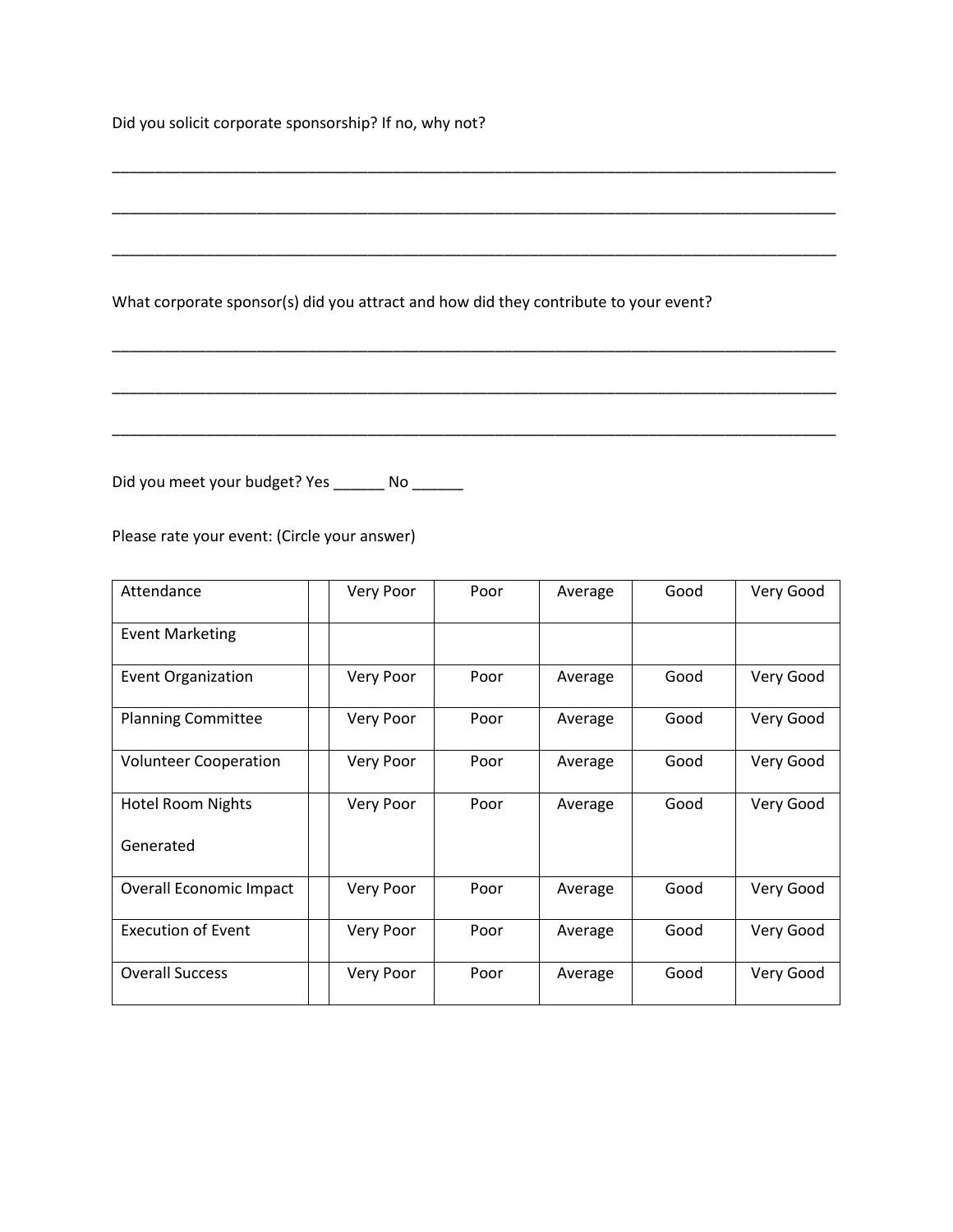Did you solicit corporate sponsorship? If no, why not?

_______________________________________________________________________________

_______________________________________________________________________________

_______________________________________________________________________________

What corporate sponsor(s) did you attract and how did they contribute to your event?

_______________________________________________________________________________

_______________________________________________________________________________

_______________________________________________________________________________

Did you meet your budget? Yes ______ No ______

Please rate your event: (Circle your answer)

| Attendance | | Very Poor | Poor | Average | Good | Very Good |
|---|---|---|---|---|---|---|
| Event Marketing | | | | | | |
| Event Organization | | Very Poor | Poor | Average | Good | Very Good |
| Planning Committee | | Very Poor | Poor | Average | Good | Very Good |
| Volunteer Cooperation | | Very Poor | Poor | Average | Good | Very Good |
| Hotel Room Nights Generated | | Very Poor | Poor | Average | Good | Very Good |
| Overall Economic Impact | | Very Poor | Poor | Average | Good | Very Good |
| Execution of Event | | Very Poor | Poor | Average | Good | Very Good |
| Overall Success | | Very Poor | Poor | Average | Good | Very Good |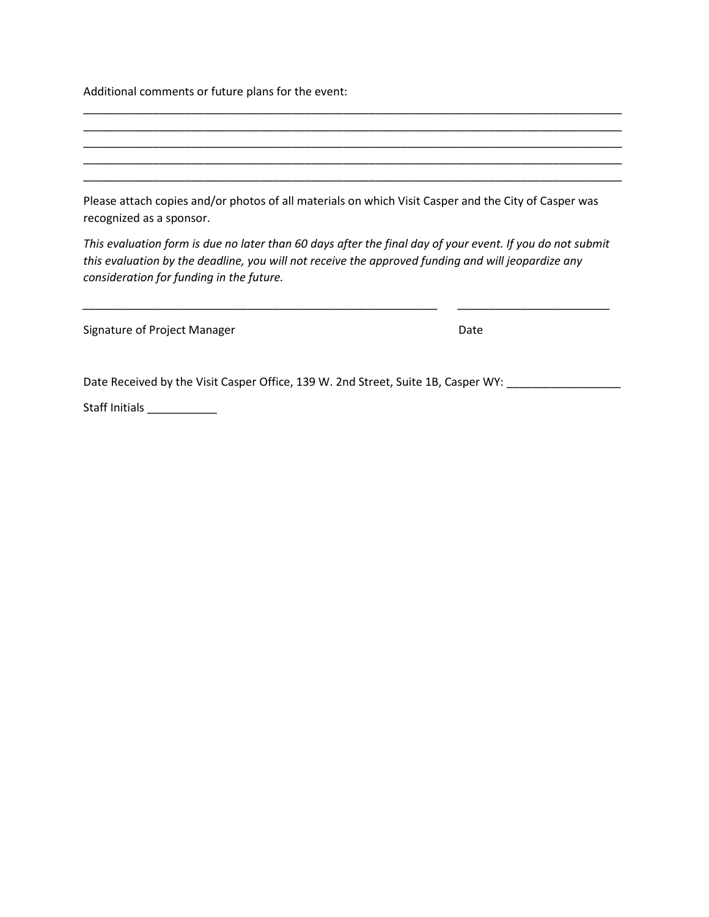Additional comments or future plans for the event:

_____________________________________________________________________________________
_____________________________________________________________________________________
_____________________________________________________________________________________
_____________________________________________________________________________________
_____________________________________________________________________________________

Please attach copies and/or photos of all materials on which Visit Casper and the City of Casper was recognized as a sponsor.

*This evaluation form is due no later than 60 days after the final day of your event. If you do not submit this evaluation by the deadline, you will not receive the approved funding and will jeopardize any consideration for funding in the future.*

_______________________________________________________ _______________________

Signature of Project Manager Date

Date Received by the Visit Casper Office, 139 W. 2nd Street, Suite 1B, Casper WY: __________________

Staff Initials ___________